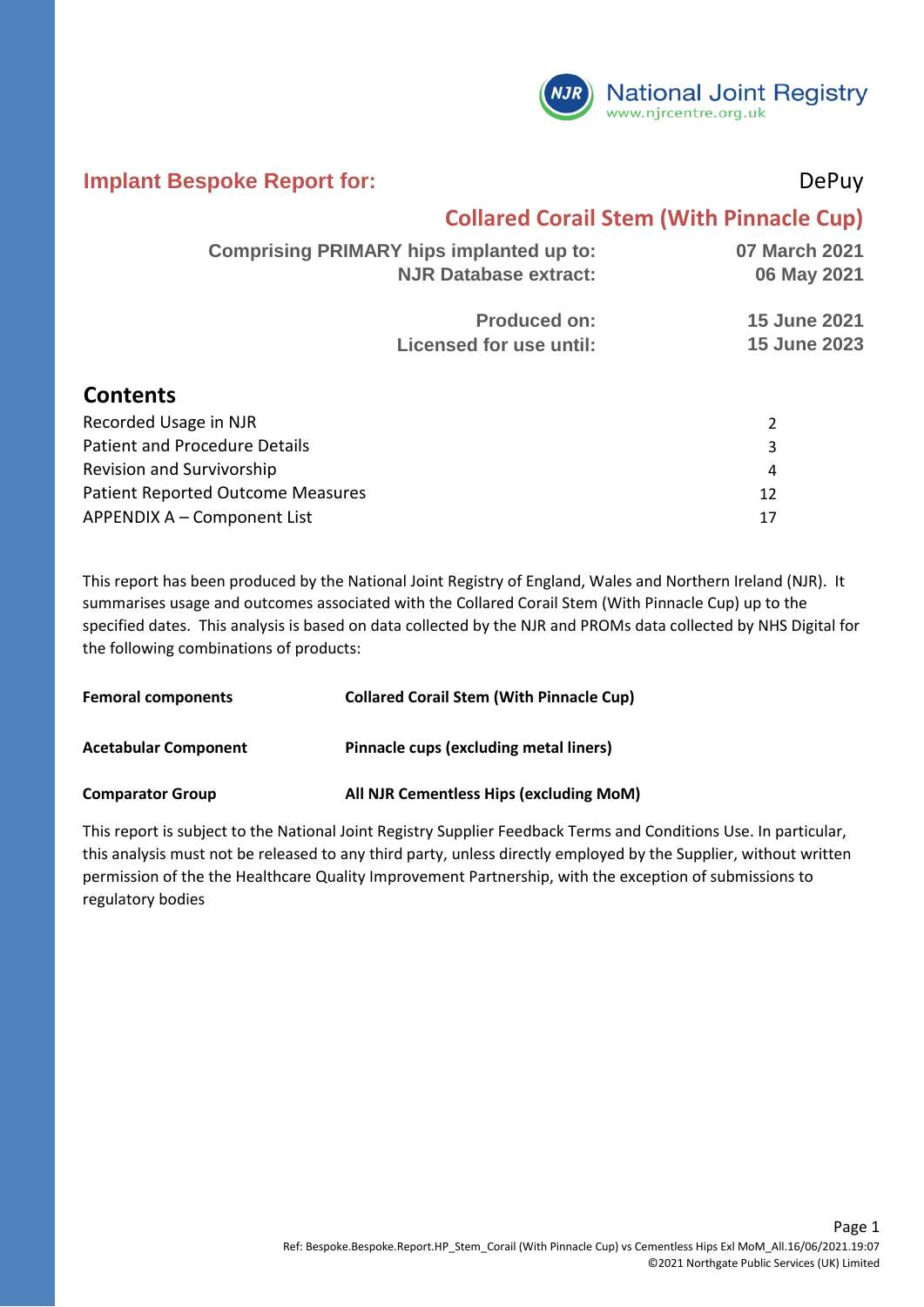National Joint Registry
www.njrcentre.org.uk

## Implant Bespoke Report for: DePuy

## Collared Corail Stem (With Pinnacle Cup)

| | |
|---|---|
| **Comprising PRIMARY hips implanted up to:** | **07 March 2021** |
| **NJR Database extract:** | **06 May 2021** |
| **Produced on:** | **15 June 2021** |
| **Licensed for use until:** | **15 June 2023** |

## Contents

| | |
|---|---|
| Recorded Usage in NJR | 2 |
| Patient and Procedure Details | 3 |
| Revision and Survivorship | 4 |
| Patient Reported Outcome Measures | 12 |
| APPENDIX A – Component List | 17 |

This report has been produced by the National Joint Registry of England, Wales and Northern Ireland (NJR). It summarises usage and outcomes associated with the Collared Corail Stem (With Pinnacle Cup) up to the specified dates. This analysis is based on data collected by the NJR and PROMs data collected by NHS Digital for the following combinations of products:

| | |
|---|---|
| **Femoral components** | **Collared Corail Stem (With Pinnacle Cup)** |
| **Acetabular Component** | **Pinnacle cups (excluding metal liners)** |
| **Comparator Group** | **All NJR Cementless Hips (excluding MoM)** |

This report is subject to the National Joint Registry Supplier Feedback Terms and Conditions Use. In particular, this analysis must not be released to any third party, unless directly employed by the Supplier, without written permission of the the Healthcare Quality Improvement Partnership, with the exception of submissions to regulatory bodies

Ref: Bespoke.Bespoke.Report.HP_Stem_Corail (With Pinnacle Cup) vs Cementless Hips Exl MoM_All.16/06/2021.19:07
©2021 Northgate Public Services (UK) Limited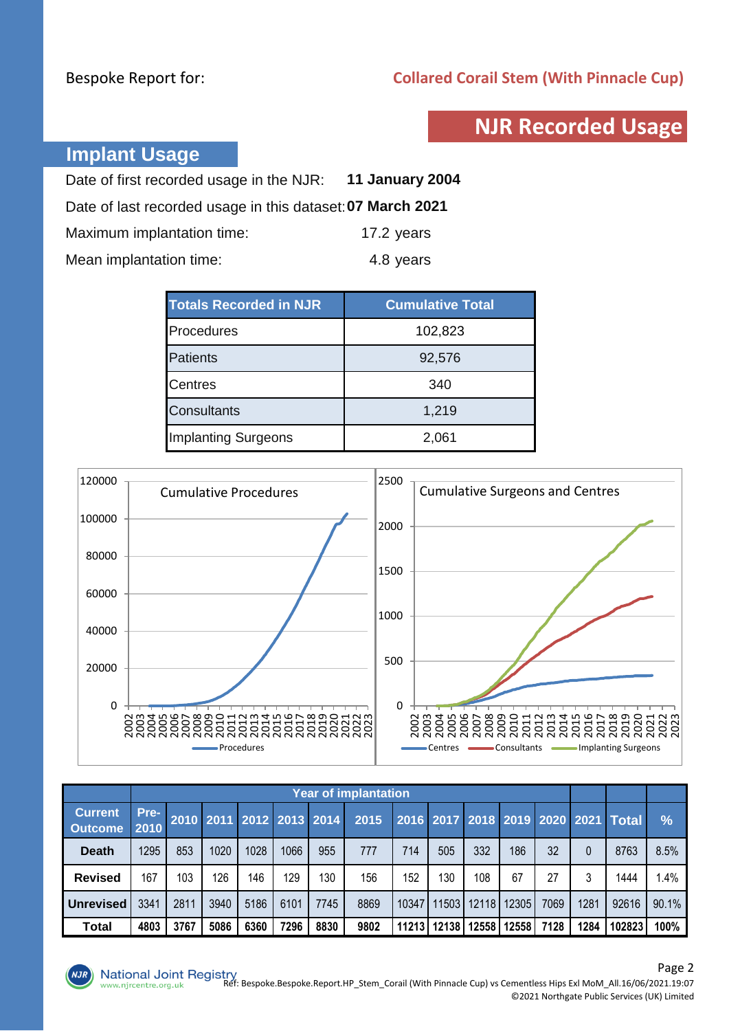Bespoke Report for: **Collared Corail Stem (With Pinnacle Cup)**

# NJR Recorded Usage

## Implant Usage

Date of first recorded usage in the NJR: **11 January 2004**

Date of last recorded usage in this dataset: **07 March 2021**

Maximum implantation time: 17.2 years

Mean implantation time: 4.8 years

| Totals Recorded in NJR | Cumulative Total |
|---|---|
| Procedures | 102,823 |
| Patients | 92,576 |
| Centres | 340 |
| Consultants | 1,219 |
| Implanting Surgeons | 2,061 |

Cumulative Procedures

Cumulative Surgeons and Centres

| Current Outcome | Year of implantation | | | | | | | | | | | | | | |
|---|---|---|---|---|---|---|---|---|---|---|---|---|---|---|---|
| | Pre-2010 | 2010 | 2011 | 2012 | 2013 | 2014 | 2015 | 2016 | 2017 | 2018 | 2019 | 2020 | 2021 | Total | % |
| **Death** | 1295 | 853 | 1020 | 1028 | 1066 | 955 | 777 | 714 | 505 | 332 | 186 | 32 | 0 | 8763 | 8.5% |
| **Revised** | 167 | 103 | 126 | 146 | 129 | 130 | 156 | 152 | 130 | 108 | 67 | 27 | 3 | 1444 | 1.4% |
| **Unrevised** | 3341 | 2811 | 3940 | 5186 | 6101 | 7745 | 8869 | 10347 | 11503 | 12118 | 12305 | 7069 | 1281 | 92616 | 90.1% |
| **Total** | **4803** | **3767** | **5086** | **6360** | **7296** | **8830** | **9802** | **11213** | **12138** | **12558** | **12558** | **7128** | **1284** | **102823** | **100%** |

Ref: Bespoke.Bespoke.Report.HP_Stem_Corail (With Pinnacle Cup) vs Cementless Hips Exl MoM_All.16/06/2021.19:07

©2021 Northgate Public Services (UK) Limited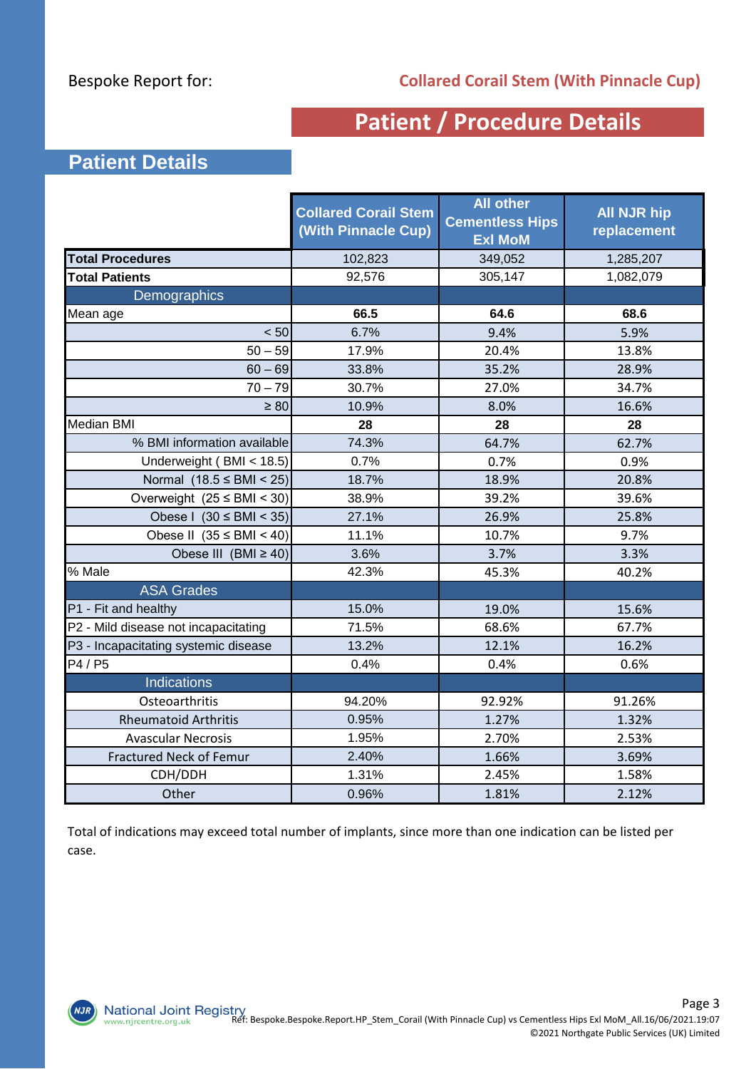Bespoke Report for: **Collared Corail Stem (With Pinnacle Cup)**

# Patient / Procedure Details

## Patient Details

| | Collared Corail Stem (With Pinnacle Cup) | All other Cementless Hips Exl MoM | All NJR hip replacement |
|---|---|---|---|
| **Total Procedures** | 102,823 | 349,052 | 1,285,207 |
| **Total Patients** | 92,576 | 305,147 | 1,082,079 |
| Demographics | | | |
| Mean age | **66.5** | **64.6** | **68.6** |
| < 50 | 6.7% | 9.4% | 5.9% |
| 50 – 59 | 17.9% | 20.4% | 13.8% |
| 60 – 69 | 33.8% | 35.2% | 28.9% |
| 70 – 79 | 30.7% | 27.0% | 34.7% |
| ≥ 80 | 10.9% | 8.0% | 16.6% |
| Median BMI | **28** | **28** | **28** |
| % BMI information available | 74.3% | 64.7% | 62.7% |
| Underweight ( BMI < 18.5) | 0.7% | 0.7% | 0.9% |
| Normal (18.5 ≤ BMI < 25) | 18.7% | 18.9% | 20.8% |
| Overweight (25 ≤ BMI < 30) | 38.9% | 39.2% | 39.6% |
| Obese I (30 ≤ BMI < 35) | 27.1% | 26.9% | 25.8% |
| Obese II (35 ≤ BMI < 40) | 11.1% | 10.7% | 9.7% |
| Obese III (BMI ≥ 40) | 3.6% | 3.7% | 3.3% |
| % Male | 42.3% | 45.3% | 40.2% |
| ASA Grades | | | |
| P1 - Fit and healthy | 15.0% | 19.0% | 15.6% |
| P2 - Mild disease not incapacitating | 71.5% | 68.6% | 67.7% |
| P3 - Incapacitating systemic disease | 13.2% | 12.1% | 16.2% |
| P4 / P5 | 0.4% | 0.4% | 0.6% |
| Indications | | | |
| Osteoarthritis | 94.20% | 92.92% | 91.26% |
| Rheumatoid Arthritis | 0.95% | 1.27% | 1.32% |
| Avascular Necrosis | 1.95% | 2.70% | 2.53% |
| Fractured Neck of Femur | 2.40% | 1.66% | 3.69% |
| CDH/DDH | 1.31% | 2.45% | 1.58% |
| Other | 0.96% | 1.81% | 2.12% |

Total of indications may exceed total number of implants, since more than one indication can be listed per case.

Ref: Bespoke.Bespoke.Report.HP_Stem_Corail (With Pinnacle Cup) vs Cementless Hips Exl MoM_All.16/06/2021.19:07
©2021 Northgate Public Services (UK) Limited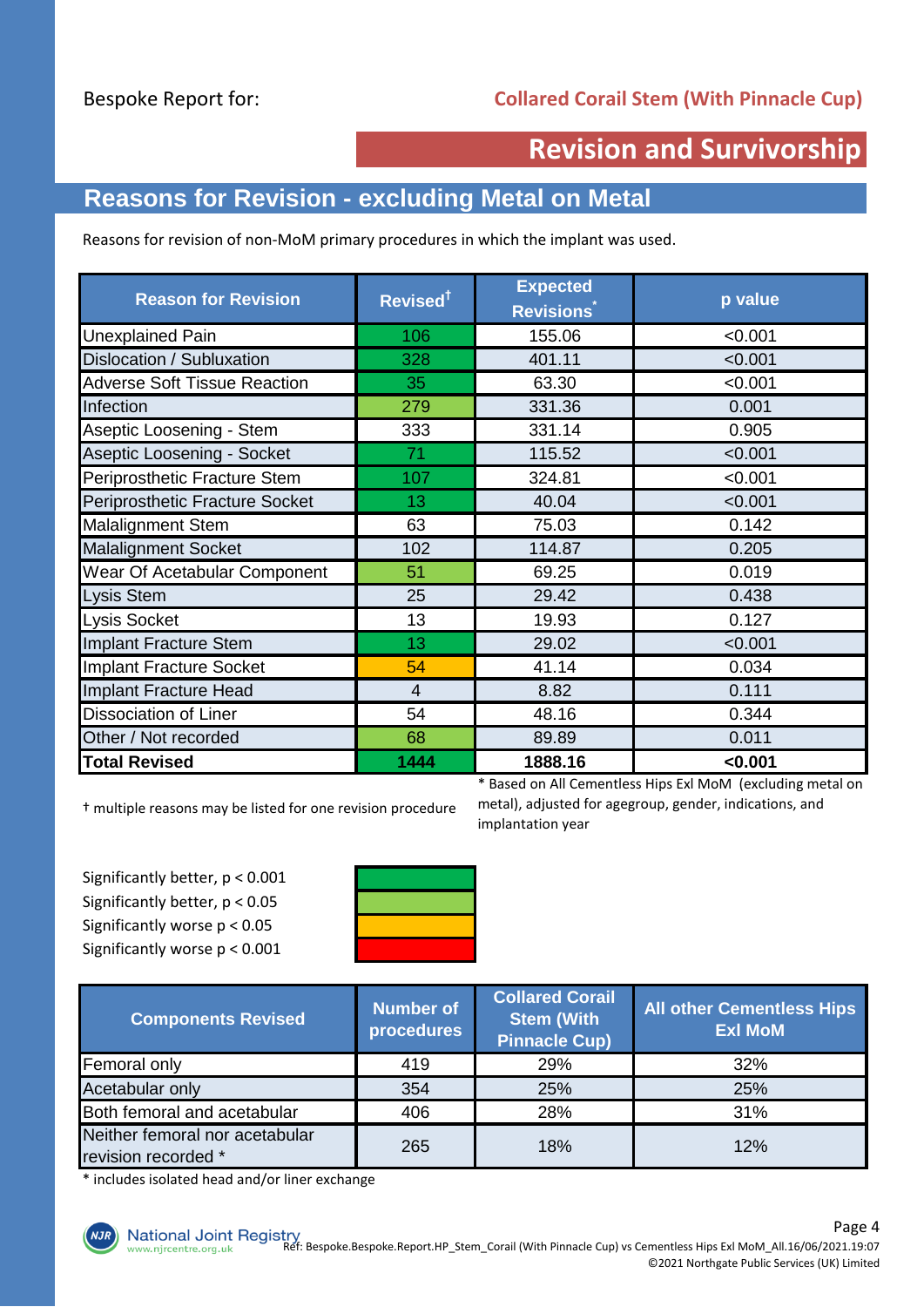Bespoke Report for: **Collared Corail Stem (With Pinnacle Cup)**

# Revision and Survivorship

## Reasons for Revision - excluding Metal on Metal

Reasons for revision of non-MoM primary procedures in which the implant was used.

| Reason for Revision | Revised† | Expected Revisions* | p value |
|---|---|---|---|
| Unexplained Pain | 106 | 155.06 | <0.001 |
| Dislocation / Subluxation | 328 | 401.11 | <0.001 |
| Adverse Soft Tissue Reaction | 35 | 63.30 | <0.001 |
| Infection | 279 | 331.36 | 0.001 |
| Aseptic Loosening - Stem | 333 | 331.14 | 0.905 |
| Aseptic Loosening - Socket | 71 | 115.52 | <0.001 |
| Periprosthetic Fracture Stem | 107 | 324.81 | <0.001 |
| Periprosthetic Fracture Socket | 13 | 40.04 | <0.001 |
| Malalignment Stem | 63 | 75.03 | 0.142 |
| Malalignment Socket | 102 | 114.87 | 0.205 |
| Wear Of Acetabular Component | 51 | 69.25 | 0.019 |
| Lysis Stem | 25 | 29.42 | 0.438 |
| Lysis Socket | 13 | 19.93 | 0.127 |
| Implant Fracture Stem | 13 | 29.02 | <0.001 |
| Implant Fracture Socket | 54 | 41.14 | 0.034 |
| Implant Fracture Head | 4 | 8.82 | 0.111 |
| Dissociation of Liner | 54 | 48.16 | 0.344 |
| Other / Not recorded | 68 | 89.89 | 0.011 |
| **Total Revised** | **1444** | **1888.16** | **<0.001** |

† multiple reasons may be listed for one revision procedure

* Based on All Cementless Hips Exl MoM (excluding metal on metal), adjusted for agegroup, gender, indications, and implantation year

Significantly better, $p < 0.001$
Significantly better, $p < 0.05$
Significantly worse $p < 0.05$
Significantly worse $p < 0.001$

| Components Revised | Number of procedures | Collared Corail Stem (With Pinnacle Cup) | All other Cementless Hips Exl MoM |
|---|---|---|---|
| Femoral only | 419 | 29% | 32% |
| Acetabular only | 354 | 25% | 25% |
| Both femoral and acetabular | 406 | 28% | 31% |
| Neither femoral nor acetabular revision recorded * | 265 | 18% | 12% |

* includes isolated head and/or liner exchange

National Joint Registry www.njrcentre.org.uk

Ref: Bespoke.Bespoke.Report.HP_Stem_Corail (With Pinnacle Cup) vs Cementless Hips Exl MoM_All.16/06/2021.19:07
©2021 Northgate Public Services (UK) Limited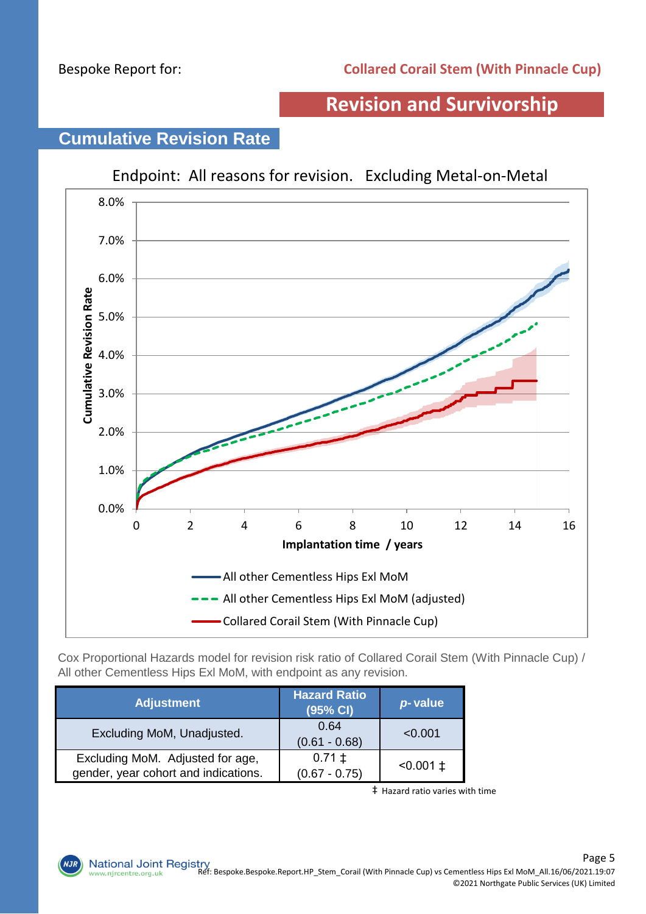Bespoke Report for: **Collared Corail Stem (With Pinnacle Cup)**

## Revision and Survivorship

### Cumulative Revision Rate

Endpoint: All reasons for revision. Excluding Metal-on-Metal

Cumulative Revision Rate

Implantation time / years

— All other Cementless Hips Exl MoM
- - - All other Cementless Hips Exl MoM (adjusted)
— Collared Corail Stem (With Pinnacle Cup)

Cox Proportional Hazards model for revision risk ratio of Collared Corail Stem (With Pinnacle Cup) / All other Cementless Hips Exl MoM, with endpoint as any revision.

| Adjustment | Hazard Ratio (95% CI) | *p*- value |
|---|---|---|
| Excluding MoM, Unadjusted. | 0.64 (0.61 - 0.68) | <0.001 |
| Excluding MoM. Adjusted for age, gender, year cohort and indications. | 0.71 ‡ (0.67 - 0.75) | <0.001 ‡ |

‡ Hazard ratio varies with time

Ref: Bespoke.Bespoke.Report.HP_Stem_Corail (With Pinnacle Cup) vs Cementless Hips Exl MoM_All.16/06/2021.19:07
©2021 Northgate Public Services (UK) Limited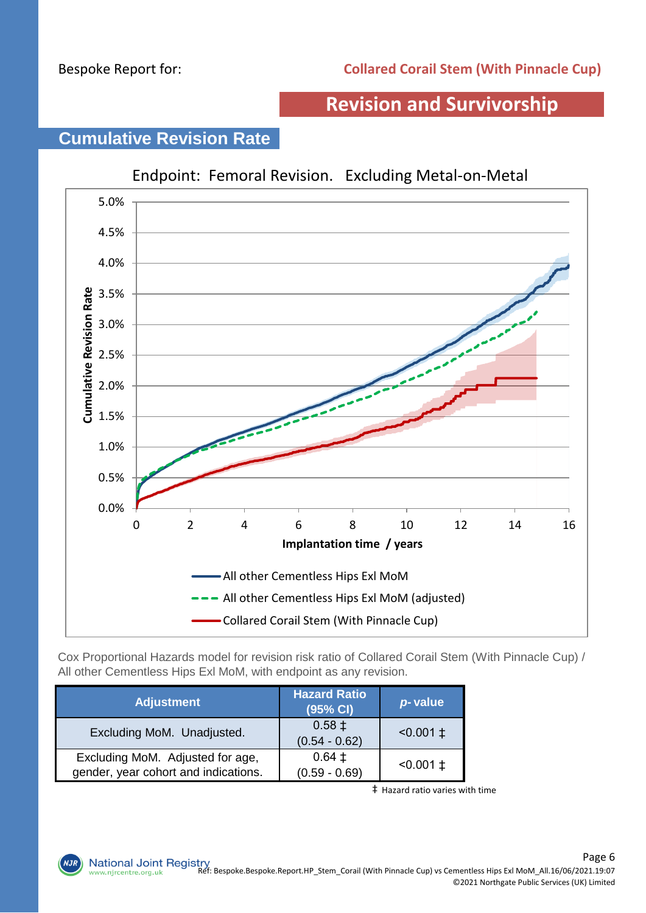Bespoke Report for: **Collared Corail Stem (With Pinnacle Cup)**

## Revision and Survivorship

### Cumulative Revision Rate

Endpoint: Femoral Revision. Excluding Metal-on-Metal

Cox Proportional Hazards model for revision risk ratio of Collared Corail Stem (With Pinnacle Cup) / All other Cementless Hips Exl MoM, with endpoint as any revision.

| Adjustment | Hazard Ratio (95% CI) | *p*- value |
|---|---|---|
| Excluding MoM. Unadjusted. | 0.58 ‡ (0.54 - 0.62) | <0.001 ‡ |
| Excluding MoM. Adjusted for age, gender, year cohort and indications. | 0.64 ‡ (0.59 - 0.69) | <0.001 ‡ |

‡ Hazard ratio varies with time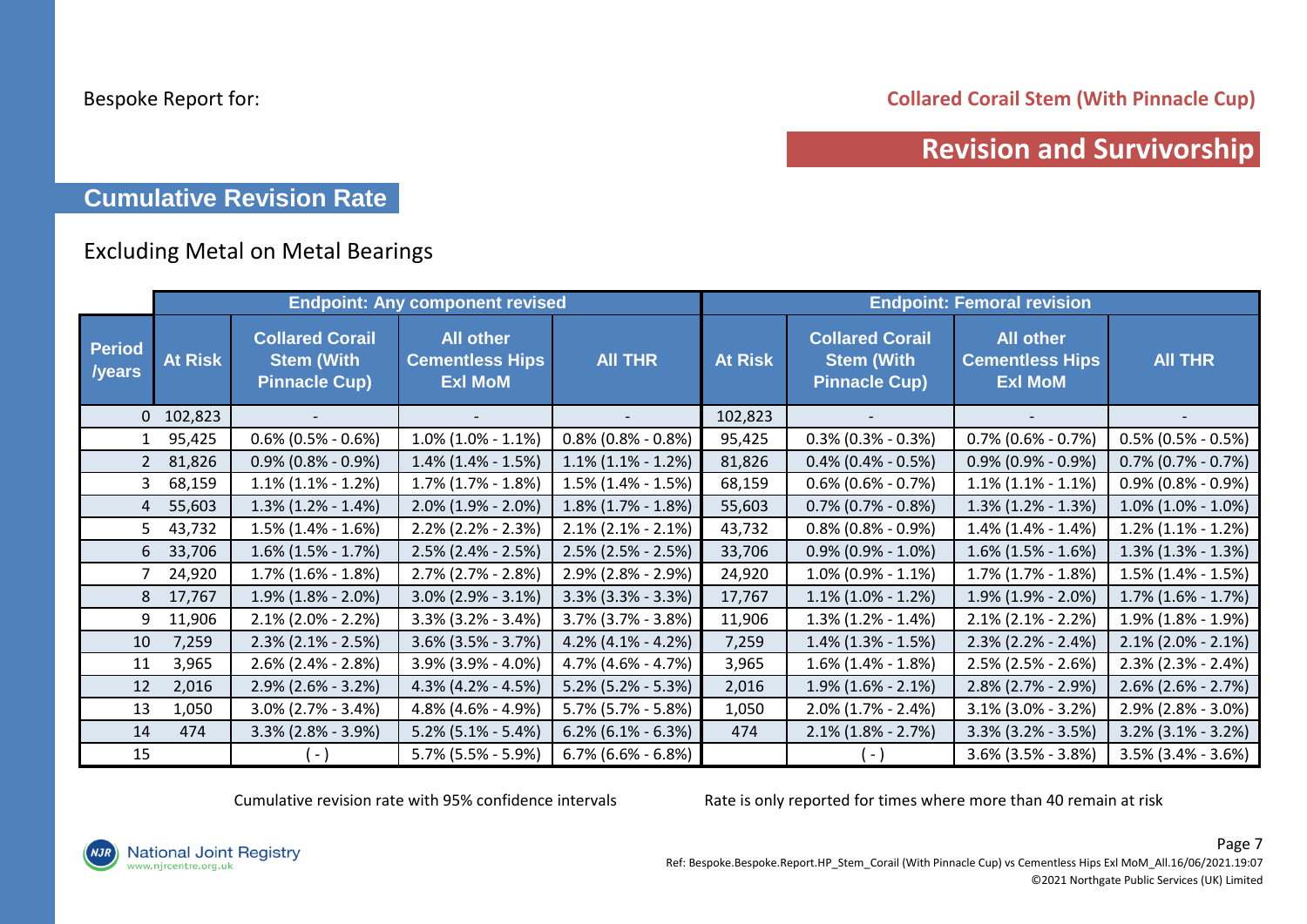Bespoke Report for: **Collared Corail Stem (With Pinnacle Cup)**

## Revision and Survivorship

### Cumulative Revision Rate

Excluding Metal on Metal Bearings

| | Endpoint: Any component revised | | | | Endpoint: Femoral revision | | | |
|---|---|---|---|---|---|---|---|---|
| Period /years | At Risk | Collared Corail Stem (With Pinnacle Cup) | All other Cementless Hips Exl MoM | All THR | At Risk | Collared Corail Stem (With Pinnacle Cup) | All other Cementless Hips Exl MoM | All THR |
| 0 | 102,823 | - | - | - | 102,823 | - | - | - |
| 1 | 95,425 | 0.6% (0.5% - 0.6%) | 1.0% (1.0% - 1.1%) | 0.8% (0.8% - 0.8%) | 95,425 | 0.3% (0.3% - 0.3%) | 0.7% (0.6% - 0.7%) | 0.5% (0.5% - 0.5%) |
| 2 | 81,826 | 0.9% (0.8% - 0.9%) | 1.4% (1.4% - 1.5%) | 1.1% (1.1% - 1.2%) | 81,826 | 0.4% (0.4% - 0.5%) | 0.9% (0.9% - 0.9%) | 0.7% (0.7% - 0.7%) |
| 3 | 68,159 | 1.1% (1.1% - 1.2%) | 1.7% (1.7% - 1.8%) | 1.5% (1.4% - 1.5%) | 68,159 | 0.6% (0.6% - 0.7%) | 1.1% (1.1% - 1.1%) | 0.9% (0.8% - 0.9%) |
| 4 | 55,603 | 1.3% (1.2% - 1.4%) | 2.0% (1.9% - 2.0%) | 1.8% (1.7% - 1.8%) | 55,603 | 0.7% (0.7% - 0.8%) | 1.3% (1.2% - 1.3%) | 1.0% (1.0% - 1.0%) |
| 5 | 43,732 | 1.5% (1.4% - 1.6%) | 2.2% (2.2% - 2.3%) | 2.1% (2.1% - 2.1%) | 43,732 | 0.8% (0.8% - 0.9%) | 1.4% (1.4% - 1.4%) | 1.2% (1.1% - 1.2%) |
| 6 | 33,706 | 1.6% (1.5% - 1.7%) | 2.5% (2.4% - 2.5%) | 2.5% (2.5% - 2.5%) | 33,706 | 0.9% (0.9% - 1.0%) | 1.6% (1.5% - 1.6%) | 1.3% (1.3% - 1.3%) |
| 7 | 24,920 | 1.7% (1.6% - 1.8%) | 2.7% (2.7% - 2.8%) | 2.9% (2.8% - 2.9%) | 24,920 | 1.0% (0.9% - 1.1%) | 1.7% (1.7% - 1.8%) | 1.5% (1.4% - 1.5%) |
| 8 | 17,767 | 1.9% (1.8% - 2.0%) | 3.0% (2.9% - 3.1%) | 3.3% (3.3% - 3.3%) | 17,767 | 1.1% (1.0% - 1.2%) | 1.9% (1.9% - 2.0%) | 1.7% (1.6% - 1.7%) |
| 9 | 11,906 | 2.1% (2.0% - 2.2%) | 3.3% (3.2% - 3.4%) | 3.7% (3.7% - 3.8%) | 11,906 | 1.3% (1.2% - 1.4%) | 2.1% (2.1% - 2.2%) | 1.9% (1.8% - 1.9%) |
| 10 | 7,259 | 2.3% (2.1% - 2.5%) | 3.6% (3.5% - 3.7%) | 4.2% (4.1% - 4.2%) | 7,259 | 1.4% (1.3% - 1.5%) | 2.3% (2.2% - 2.4%) | 2.1% (2.0% - 2.1%) |
| 11 | 3,965 | 2.6% (2.4% - 2.8%) | 3.9% (3.9% - 4.0%) | 4.7% (4.6% - 4.7%) | 3,965 | 1.6% (1.4% - 1.8%) | 2.5% (2.5% - 2.6%) | 2.3% (2.3% - 2.4%) |
| 12 | 2,016 | 2.9% (2.6% - 3.2%) | 4.3% (4.2% - 4.5%) | 5.2% (5.2% - 5.3%) | 2,016 | 1.9% (1.6% - 2.1%) | 2.8% (2.7% - 2.9%) | 2.6% (2.6% - 2.7%) |
| 13 | 1,050 | 3.0% (2.7% - 3.4%) | 4.8% (4.6% - 4.9%) | 5.7% (5.7% - 5.8%) | 1,050 | 2.0% (1.7% - 2.4%) | 3.1% (3.0% - 3.2%) | 2.9% (2.8% - 3.0%) |
| 14 | 474 | 3.3% (2.8% - 3.9%) | 5.2% (5.1% - 5.4%) | 6.2% (6.1% - 6.3%) | 474 | 2.1% (1.8% - 2.7%) | 3.3% (3.2% - 3.5%) | 3.2% (3.1% - 3.2%) |
| 15 | | ( - ) | 5.7% (5.5% - 5.9%) | 6.7% (6.6% - 6.8%) | | ( - ) | 3.6% (3.5% - 3.8%) | 3.5% (3.4% - 3.6%) |

Cumulative revision rate with 95% confidence intervals

Rate is only reported for times where more than 40 remain at risk

National Joint Registry
www.njrcentre.org.uk

Ref: Bespoke.Bespoke.Report.HP_Stem_Corail (With Pinnacle Cup) vs Cementless Hips Exl MoM_All.16/06/2021.19:07

©2021 Northgate Public Services (UK) Limited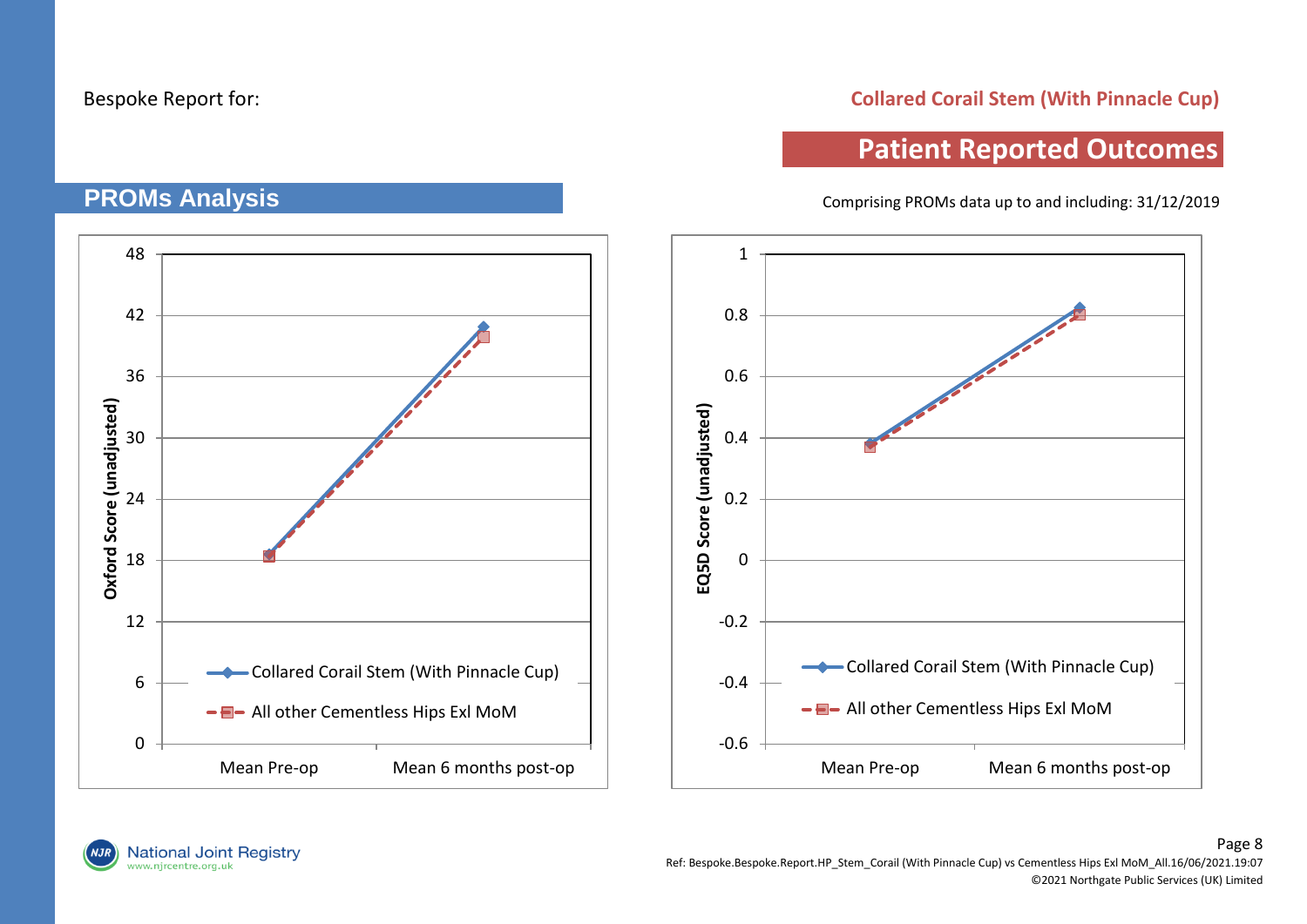Bespoke Report for: **Collared Corail Stem (With Pinnacle Cup)**

## Patient Reported Outcomes

## PROMs Analysis

Comprising PROMs data up to and including: 31/12/2019

Oxford Score (unadjusted)

| | Mean Pre-op | Mean 6 months post-op |
|---|---|---|
| Collared Corail Stem (With Pinnacle Cup) | | |
| All other Cementless Hips Exl MoM | | |

EQ5D Score (unadjusted)

| | Mean Pre-op | Mean 6 months post-op |
|---|---|---|
| Collared Corail Stem (With Pinnacle Cup) | | |
| All other Cementless Hips Exl MoM | | |

Ref: Bespoke.Bespoke.Report.HP_Stem_Corail (With Pinnacle Cup) vs Cementless Hips Exl MoM_All.16/06/2021.19:07

©2021 Northgate Public Services (UK) Limited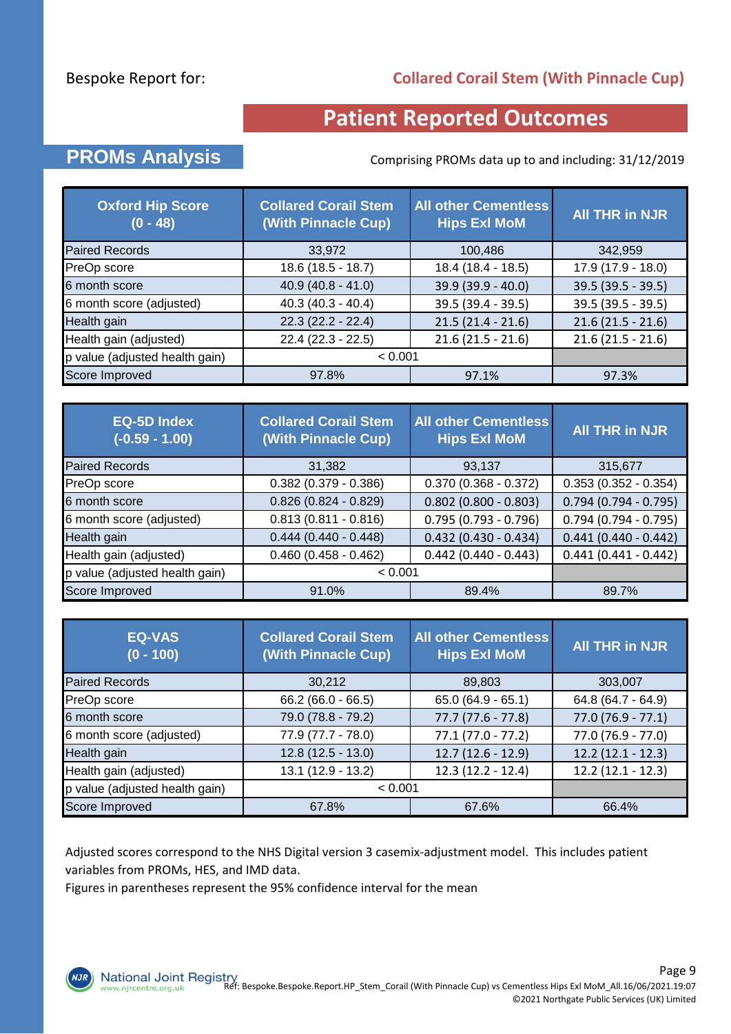Bespoke Report for: **Collared Corail Stem (With Pinnacle Cup)**

# Patient Reported Outcomes

## PROMs Analysis

Comprising PROMs data up to and including: 31/12/2019

| Oxford Hip Score (0 - 48) | Collared Corail Stem (With Pinnacle Cup) | All other Cementless Hips Exl MoM | All THR in NJR |
|---|---|---|---|
| Paired Records | 33,972 | 100,486 | 342,959 |
| PreOp score | 18.6 (18.5 - 18.7) | 18.4 (18.4 - 18.5) | 17.9 (17.9 - 18.0) |
| 6 month score | 40.9 (40.8 - 41.0) | 39.9 (39.9 - 40.0) | 39.5 (39.5 - 39.5) |
| 6 month score (adjusted) | 40.3 (40.3 - 40.4) | 39.5 (39.4 - 39.5) | 39.5 (39.5 - 39.5) |
| Health gain | 22.3 (22.2 - 22.4) | 21.5 (21.4 - 21.6) | 21.6 (21.5 - 21.6) |
| Health gain (adjusted) | 22.4 (22.3 - 22.5) | 21.6 (21.5 - 21.6) | 21.6 (21.5 - 21.6) |
| p value (adjusted health gain) | < 0.001 | | |
| Score Improved | 97.8% | 97.1% | 97.3% |

| EQ-5D Index (-0.59 - 1.00) | Collared Corail Stem (With Pinnacle Cup) | All other Cementless Hips Exl MoM | All THR in NJR |
|---|---|---|---|
| Paired Records | 31,382 | 93,137 | 315,677 |
| PreOp score | 0.382 (0.379 - 0.386) | 0.370 (0.368 - 0.372) | 0.353 (0.352 - 0.354) |
| 6 month score | 0.826 (0.824 - 0.829) | 0.802 (0.800 - 0.803) | 0.794 (0.794 - 0.795) |
| 6 month score (adjusted) | 0.813 (0.811 - 0.816) | 0.795 (0.793 - 0.796) | 0.794 (0.794 - 0.795) |
| Health gain | 0.444 (0.440 - 0.448) | 0.432 (0.430 - 0.434) | 0.441 (0.440 - 0.442) |
| Health gain (adjusted) | 0.460 (0.458 - 0.462) | 0.442 (0.440 - 0.443) | 0.441 (0.441 - 0.442) |
| p value (adjusted health gain) | < 0.001 | | |
| Score Improved | 91.0% | 89.4% | 89.7% |

| EQ-VAS (0 - 100) | Collared Corail Stem (With Pinnacle Cup) | All other Cementless Hips Exl MoM | All THR in NJR |
|---|---|---|---|
| Paired Records | 30,212 | 89,803 | 303,007 |
| PreOp score | 66.2 (66.0 - 66.5) | 65.0 (64.9 - 65.1) | 64.8 (64.7 - 64.9) |
| 6 month score | 79.0 (78.8 - 79.2) | 77.7 (77.6 - 77.8) | 77.0 (76.9 - 77.1) |
| 6 month score (adjusted) | 77.9 (77.7 - 78.0) | 77.1 (77.0 - 77.2) | 77.0 (76.9 - 77.0) |
| Health gain | 12.8 (12.5 - 13.0) | 12.7 (12.6 - 12.9) | 12.2 (12.1 - 12.3) |
| Health gain (adjusted) | 13.1 (12.9 - 13.2) | 12.3 (12.2 - 12.4) | 12.2 (12.1 - 12.3) |
| p value (adjusted health gain) | < 0.001 | | |
| Score Improved | 67.8% | 67.6% | 66.4% |

Adjusted scores correspond to the NHS Digital version 3 casemix-adjustment model. This includes patient variables from PROMs, HES, and IMD data.
Figures in parentheses represent the 95% confidence interval for the mean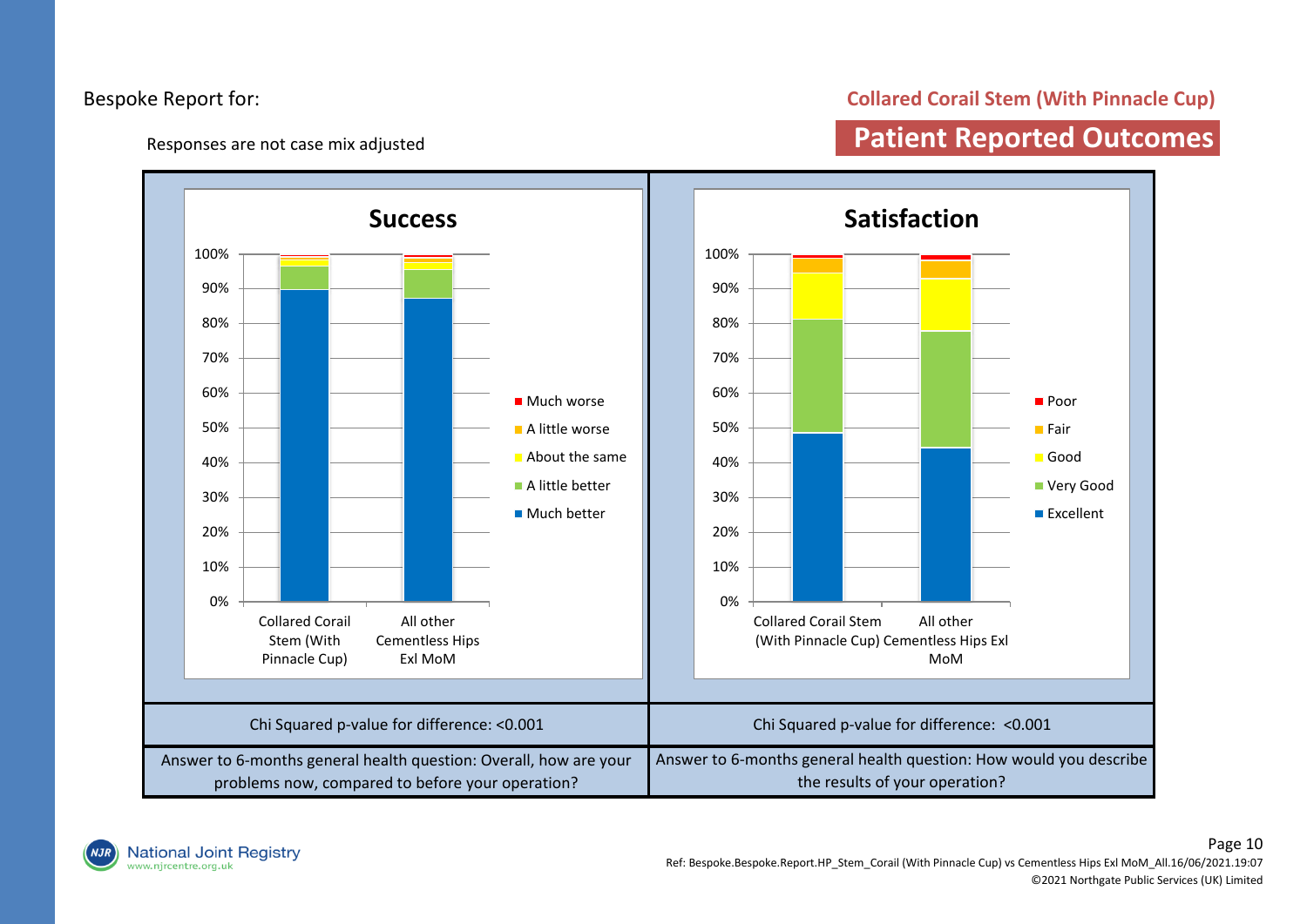Bespoke Report for:

**Collared Corail Stem (With Pinnacle Cup)**

Responses are not case mix adjusted

## Patient Reported Outcomes

### Success

Legend: Much worse, A little worse, About the same, A little better, Much better

Categories: Collared Corail Stem (With Pinnacle Cup); All other Cementless Hips Exl MoM

Chi Squared p-value for difference: <0.001

Answer to 6-months general health question: Overall, how are your problems now, compared to before your operation?

### Satisfaction

Legend: Poor, Fair, Good, Very Good, Excellent

Categories: Collared Corail Stem (With Pinnacle Cup); All other Cementless Hips Exl MoM

Chi Squared p-value for difference: <0.001

Answer to 6-months general health question: How would you describe the results of your operation?

Ref: Bespoke.Bespoke.Report.HP_Stem_Corail (With Pinnacle Cup) vs Cementless Hips Exl MoM_All.16/06/2021.19:07

©2021 Northgate Public Services (UK) Limited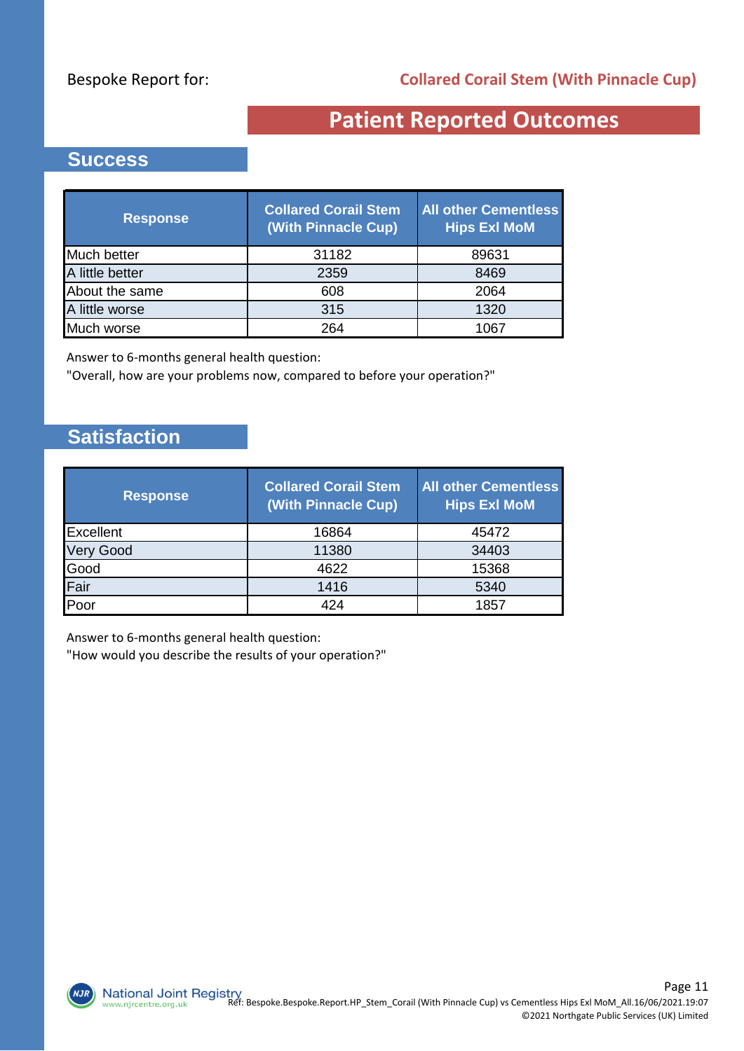Bespoke Report for: **Collared Corail Stem (With Pinnacle Cup)**

# Patient Reported Outcomes

## Success

| Response | Collared Corail Stem (With Pinnacle Cup) | All other Cementless Hips Exl MoM |
|---|---|---|
| Much better | 31182 | 89631 |
| A little better | 2359 | 8469 |
| About the same | 608 | 2064 |
| A little worse | 315 | 1320 |
| Much worse | 264 | 1067 |

Answer to 6-months general health question:
"Overall, how are your problems now, compared to before your operation?"

## Satisfaction

| Response | Collared Corail Stem (With Pinnacle Cup) | All other Cementless Hips Exl MoM |
|---|---|---|
| Excellent | 16864 | 45472 |
| Very Good | 11380 | 34403 |
| Good | 4622 | 15368 |
| Fair | 1416 | 5340 |
| Poor | 424 | 1857 |

Answer to 6-months general health question:
"How would you describe the results of your operation?"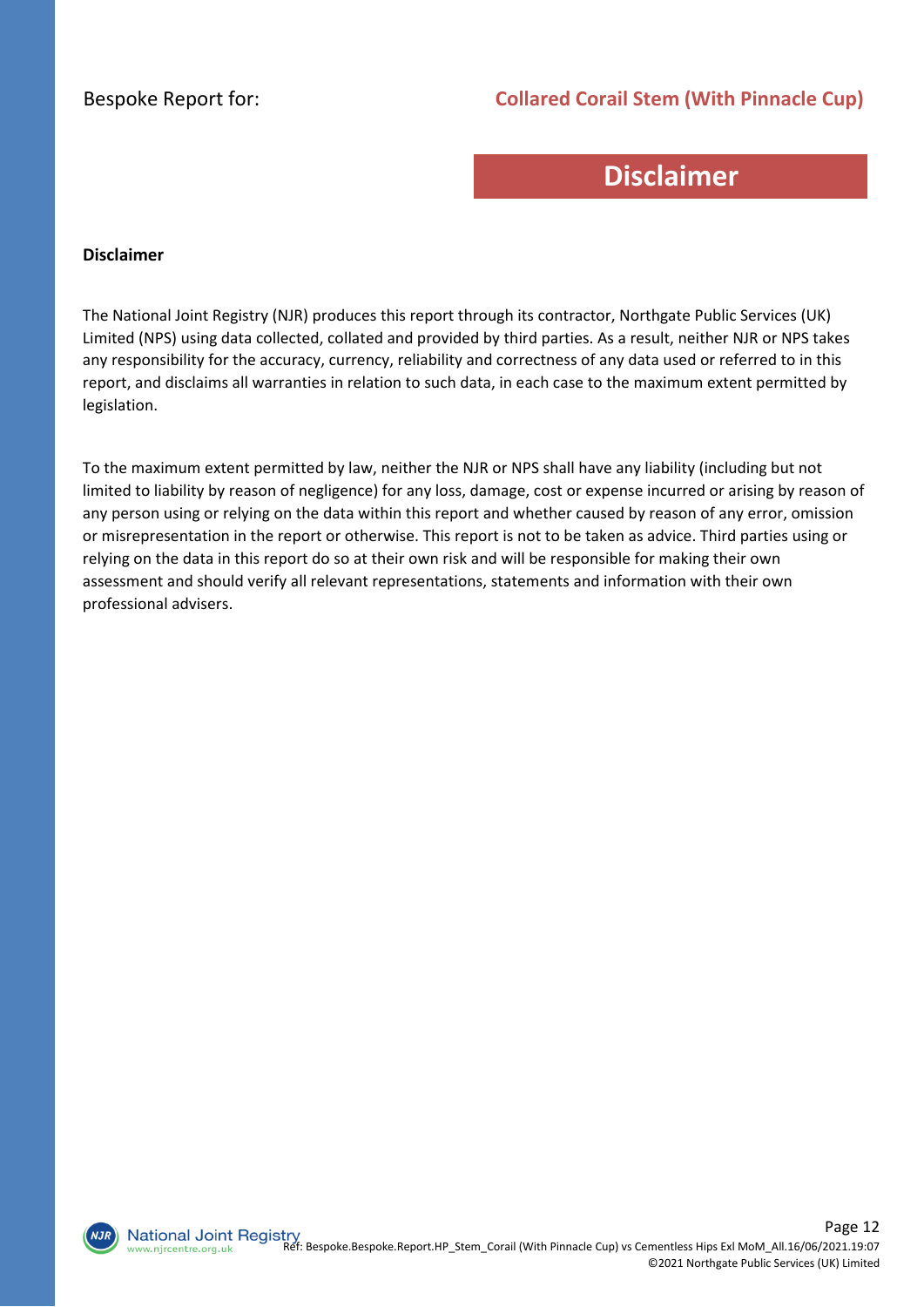# Disclaimer

**Disclaimer**

The National Joint Registry (NJR) produces this report through its contractor, Northgate Public Services (UK) Limited (NPS) using data collected, collated and provided by third parties. As a result, neither NJR or NPS takes any responsibility for the accuracy, currency, reliability and correctness of any data used or referred to in this report, and disclaims all warranties in relation to such data, in each case to the maximum extent permitted by legislation.

To the maximum extent permitted by law, neither the NJR or NPS shall have any liability (including but not limited to liability by reason of negligence) for any loss, damage, cost or expense incurred or arising by reason of any person using or relying on the data within this report and whether caused by reason of any error, omission or misrepresentation in the report or otherwise. This report is not to be taken as advice. Third parties using or relying on the data in this report do so at their own risk and will be responsible for making their own assessment and should verify all relevant representations, statements and information with their own professional advisers.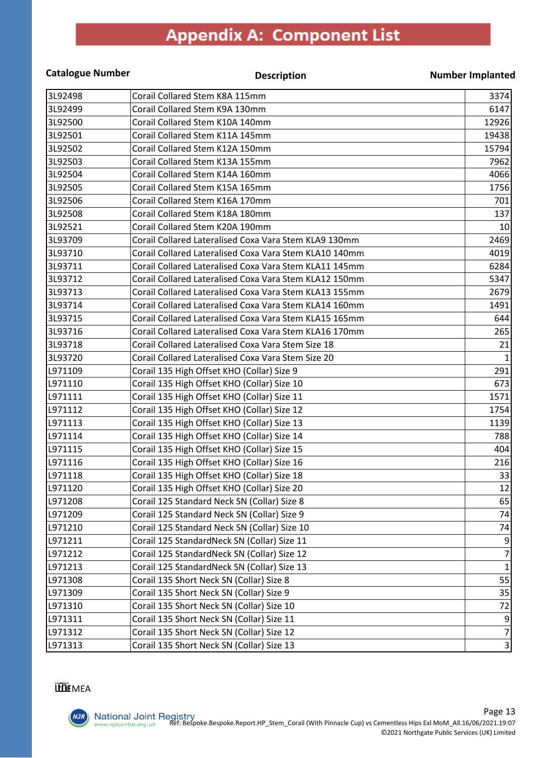# Appendix A: Component List

| Catalogue Number | Description | Number Implanted |
|---|---|---|
| 3L92498 | Corail Collared Stem K8A 115mm | 3374 |
| 3L92499 | Corail Collared Stem K9A 130mm | 6147 |
| 3L92500 | Corail Collared Stem K10A 140mm | 12926 |
| 3L92501 | Corail Collared Stem K11A 145mm | 19438 |
| 3L92502 | Corail Collared Stem K12A 150mm | 15794 |
| 3L92503 | Corail Collared Stem K13A 155mm | 7962 |
| 3L92504 | Corail Collared Stem K14A 160mm | 4066 |
| 3L92505 | Corail Collared Stem K15A 165mm | 1756 |
| 3L92506 | Corail Collared Stem K16A 170mm | 701 |
| 3L92508 | Corail Collared Stem K18A 180mm | 137 |
| 3L92521 | Corail Collared Stem K20A 190mm | 10 |
| 3L93709 | Corail Collared Lateralised Coxa Vara Stem KLA9 130mm | 2469 |
| 3L93710 | Corail Collared Lateralised Coxa Vara Stem KLA10 140mm | 4019 |
| 3L93711 | Corail Collared Lateralised Coxa Vara Stem KLA11 145mm | 6284 |
| 3L93712 | Corail Collared Lateralised Coxa Vara Stem KLA12 150mm | 5347 |
| 3L93713 | Corail Collared Lateralised Coxa Vara Stem KLA13 155mm | 2679 |
| 3L93714 | Corail Collared Lateralised Coxa Vara Stem KLA14 160mm | 1491 |
| 3L93715 | Corail Collared Lateralised Coxa Vara Stem KLA15 165mm | 644 |
| 3L93716 | Corail Collared Lateralised Coxa Vara Stem KLA16 170mm | 265 |
| 3L93718 | Corail Collared Lateralised Coxa Vara Stem Size 18 | 21 |
| 3L93720 | Corail Collared Lateralised Coxa Vara Stem Size 20 | 1 |
| L971109 | Corail 135 High Offset KHO (Collar) Size 9 | 291 |
| L971110 | Corail 135 High Offset KHO (Collar) Size 10 | 673 |
| L971111 | Corail 135 High Offset KHO (Collar) Size 11 | 1571 |
| L971112 | Corail 135 High Offset KHO (Collar) Size 12 | 1754 |
| L971113 | Corail 135 High Offset KHO (Collar) Size 13 | 1139 |
| L971114 | Corail 135 High Offset KHO (Collar) Size 14 | 788 |
| L971115 | Corail 135 High Offset KHO (Collar) Size 15 | 404 |
| L971116 | Corail 135 High Offset KHO (Collar) Size 16 | 216 |
| L971118 | Corail 135 High Offset KHO (Collar) Size 18 | 33 |
| L971120 | Corail 135 High Offset KHO (Collar) Size 20 | 12 |
| L971208 | Corail 125 Standard Neck SN (Collar) Size 8 | 65 |
| L971209 | Corail 125 Standard Neck SN (Collar) Size 9 | 74 |
| L971210 | Corail 125 Standard Neck SN (Collar) Size 10 | 74 |
| L971211 | Corail 125 StandardNeck SN (Collar) Size 11 | 9 |
| L971212 | Corail 125 StandardNeck SN (Collar) Size 12 | 7 |
| L971213 | Corail 125 StandardNeck SN (Collar) Size 13 | 1 |
| L971308 | Corail 135 Short Neck SN (Collar) Size 8 | 55 |
| L971309 | Corail 135 Short Neck SN (Collar) Size 9 | 35 |
| L971310 | Corail 135 Short Neck SN (Collar) Size 10 | 72 |
| L971311 | Corail 135 Short Neck SN (Collar) Size 11 | 9 |
| L971312 | Corail 135 Short Neck SN (Collar) Size 12 | 7 |
| L971313 | Corail 135 Short Neck SN (Collar) Size 13 | 3 |